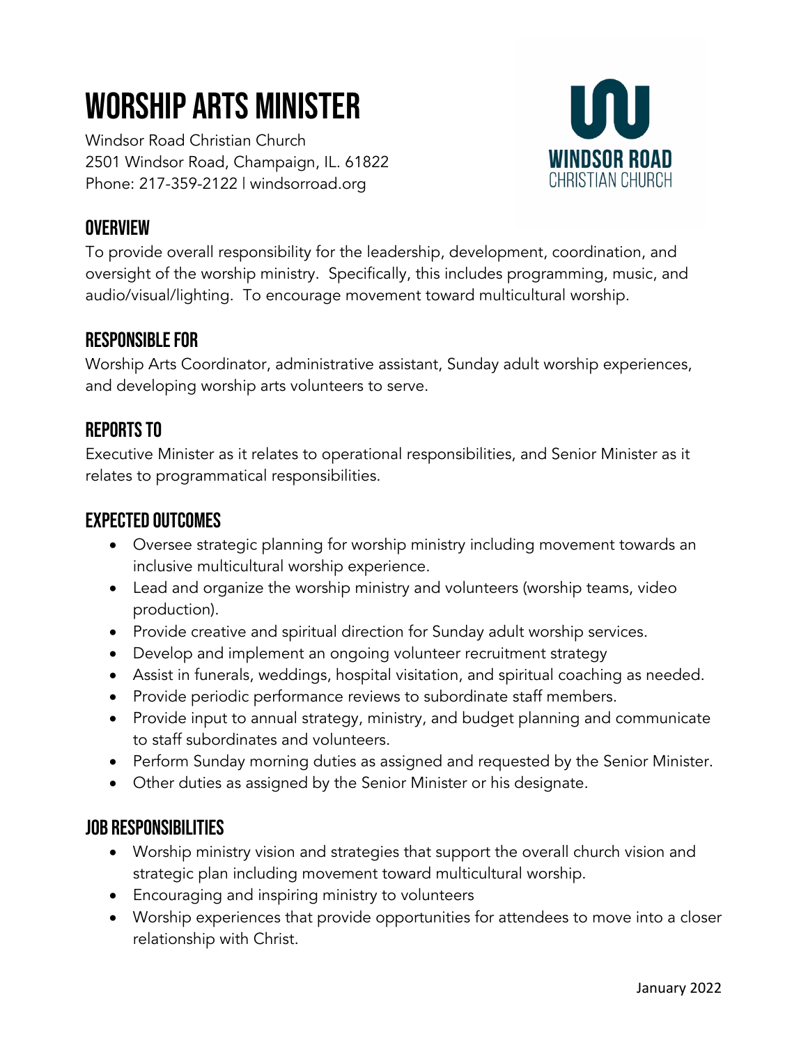# WORSHIP ARTS MINISTER

Windsor Road Christian Church
2501 Windsor Road, Champaign, IL. 61822
Phone: 217-359-2122 | windsorroad.org

WINDSOR ROAD
CHRISTIAN CHURCH

## OVERVIEW

To provide overall responsibility for the leadership, development, coordination, and oversight of the worship ministry. Specifically, this includes programming, music, and audio/visual/lighting. To encourage movement toward multicultural worship.

## RESPONSIBLE FOR

Worship Arts Coordinator, administrative assistant, Sunday adult worship experiences, and developing worship arts volunteers to serve.

## REPORTS TO

Executive Minister as it relates to operational responsibilities, and Senior Minister as it relates to programmatical responsibilities.

## EXPECTED OUTCOMES

- Oversee strategic planning for worship ministry including movement towards an inclusive multicultural worship experience.
- Lead and organize the worship ministry and volunteers (worship teams, video production).
- Provide creative and spiritual direction for Sunday adult worship services.
- Develop and implement an ongoing volunteer recruitment strategy
- Assist in funerals, weddings, hospital visitation, and spiritual coaching as needed.
- Provide periodic performance reviews to subordinate staff members.
- Provide input to annual strategy, ministry, and budget planning and communicate to staff subordinates and volunteers.
- Perform Sunday morning duties as assigned and requested by the Senior Minister.
- Other duties as assigned by the Senior Minister or his designate.

## JOB RESPONSIBILITIES

- Worship ministry vision and strategies that support the overall church vision and strategic plan including movement toward multicultural worship.
- Encouraging and inspiring ministry to volunteers
- Worship experiences that provide opportunities for attendees to move into a closer relationship with Christ.

January 2022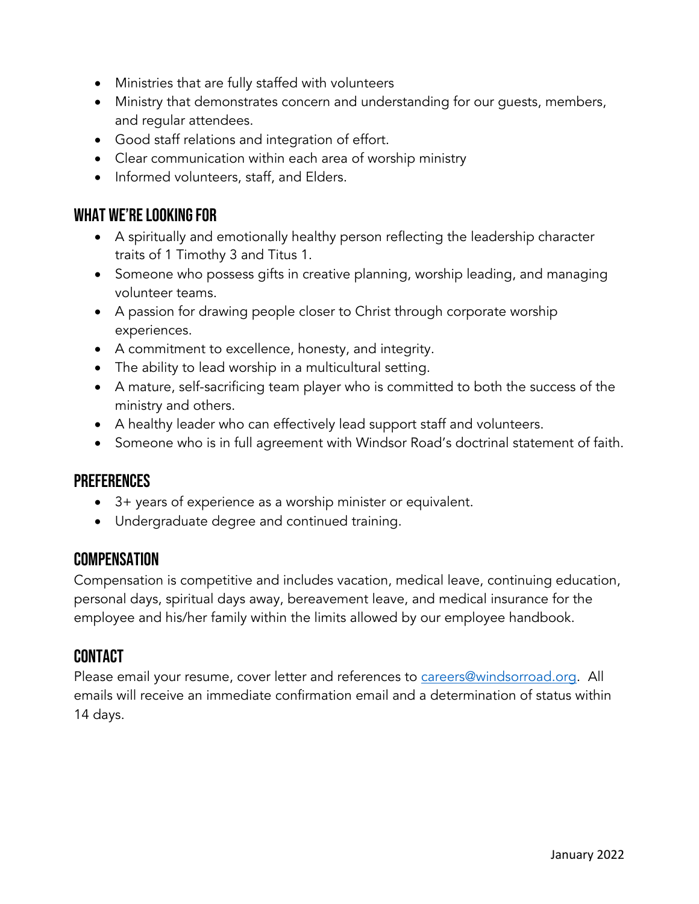- Ministries that are fully staffed with volunteers
- Ministry that demonstrates concern and understanding for our guests, members, and regular attendees.
- Good staff relations and integration of effort.
- Clear communication within each area of worship ministry
- Informed volunteers, staff, and Elders.

## What We're Looking For

- A spiritually and emotionally healthy person reflecting the leadership character traits of 1 Timothy 3 and Titus 1.
- Someone who possess gifts in creative planning, worship leading, and managing volunteer teams.
- A passion for drawing people closer to Christ through corporate worship experiences.
- A commitment to excellence, honesty, and integrity.
- The ability to lead worship in a multicultural setting.
- A mature, self-sacrificing team player who is committed to both the success of the ministry and others.
- A healthy leader who can effectively lead support staff and volunteers.
- Someone who is in full agreement with Windsor Road's doctrinal statement of faith.

## Preferences

- 3+ years of experience as a worship minister or equivalent.
- Undergraduate degree and continued training.

## Compensation

Compensation is competitive and includes vacation, medical leave, continuing education, personal days, spiritual days away, bereavement leave, and medical insurance for the employee and his/her family within the limits allowed by our employee handbook.

## Contact

Please email your resume, cover letter and references to careers@windsorroad.org. All emails will receive an immediate confirmation email and a determination of status within 14 days.

January 2022